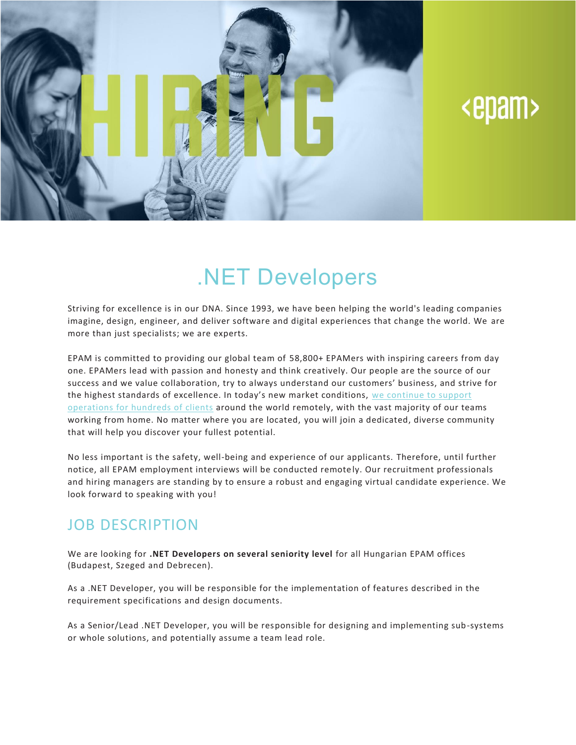# .NET Developers

Striving for excellence is in our DNA. Since 1993, we have been helping the world's leading companies imagine, design, engineer, and deliver software and digital experiences that change the world. We are more than just specialists; we are experts.

EPAM is committed to providing our global team of 58,800+ EPAMers with inspiring careers from day one. EPAMers lead with passion and honesty and think creatively. Our people are the source of our success and we value collaboration, try to always understand our customers' business, and strive for the highest standards of excellence. In today's new market conditions, we continue to support operations for hundreds of clients around the world remotely, with the vast majority of our teams working from home. No matter where you are located, you will join a dedicated, diverse community that will help you discover your fullest potential.

No less important is the safety, well-being and experience of our applicants. Therefore, until further notice, all EPAM employment interviews will be conducted remotely. Our recruitment professionals and hiring managers are standing by to ensure a robust and engaging virtual candidate experience. We look forward to speaking with you!

## JOB DESCRIPTION

We are looking for **.NET Developers on several seniority level** for all Hungarian EPAM offices (Budapest, Szeged and Debrecen).

As a .NET Developer, you will be responsible for the implementation of features described in the requirement specifications and design documents.

As a Senior/Lead .NET Developer, you will be responsible for designing and implementing sub-systems or whole solutions, and potentially assume a team lead role.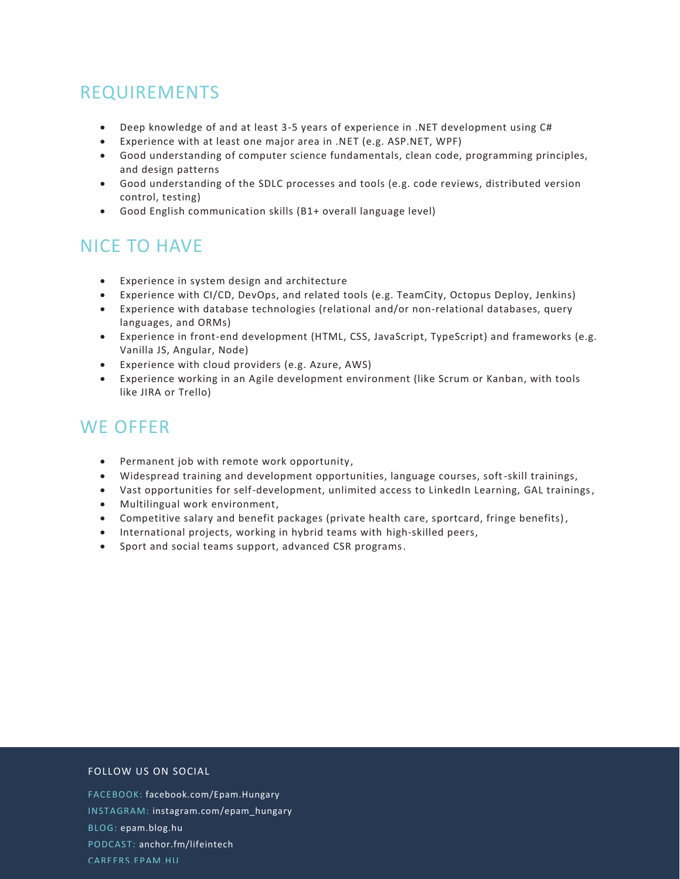## REQUIREMENTS

- Deep knowledge of and at least 3-5 years of experience in .NET development using C#
- Experience with at least one major area in .NET (e.g. ASP.NET, WPF)
- Good understanding of computer science fundamentals, clean code, programming principles, and design patterns
- Good understanding of the SDLC processes and tools (e.g. code reviews, distributed version control, testing)
- Good English communication skills (B1+ overall language level)

## NICE TO HAVE

- Experience in system design and architecture
- Experience with CI/CD, DevOps, and related tools (e.g. TeamCity, Octopus Deploy, Jenkins)
- Experience with database technologies (relational and/or non-relational databases, query languages, and ORMs)
- Experience in front-end development (HTML, CSS, JavaScript, TypeScript) and frameworks (e.g. Vanilla JS, Angular, Node)
- Experience with cloud providers (e.g. Azure, AWS)
- Experience working in an Agile development environment (like Scrum or Kanban, with tools like JIRA or Trello)

## WE OFFER

- Permanent job with remote work opportunity,
- Widespread training and development opportunities, language courses, soft-skill trainings,
- Vast opportunities for self-development, unlimited access to LinkedIn Learning, GAL trainings,
- Multilingual work environment,
- Competitive salary and benefit packages (private health care, sportcard, fringe benefits),
- International projects, working in hybrid teams with high-skilled peers,
- Sport and social teams support, advanced CSR programs.

FOLLOW US ON SOCIAL

FACEBOOK: facebook.com/Epam.Hungary

INSTAGRAM: instagram.com/epam_hungary

BLOG: epam.blog.hu

PODCAST: anchor.fm/lifeintech

CAREERS.EPAM.HU